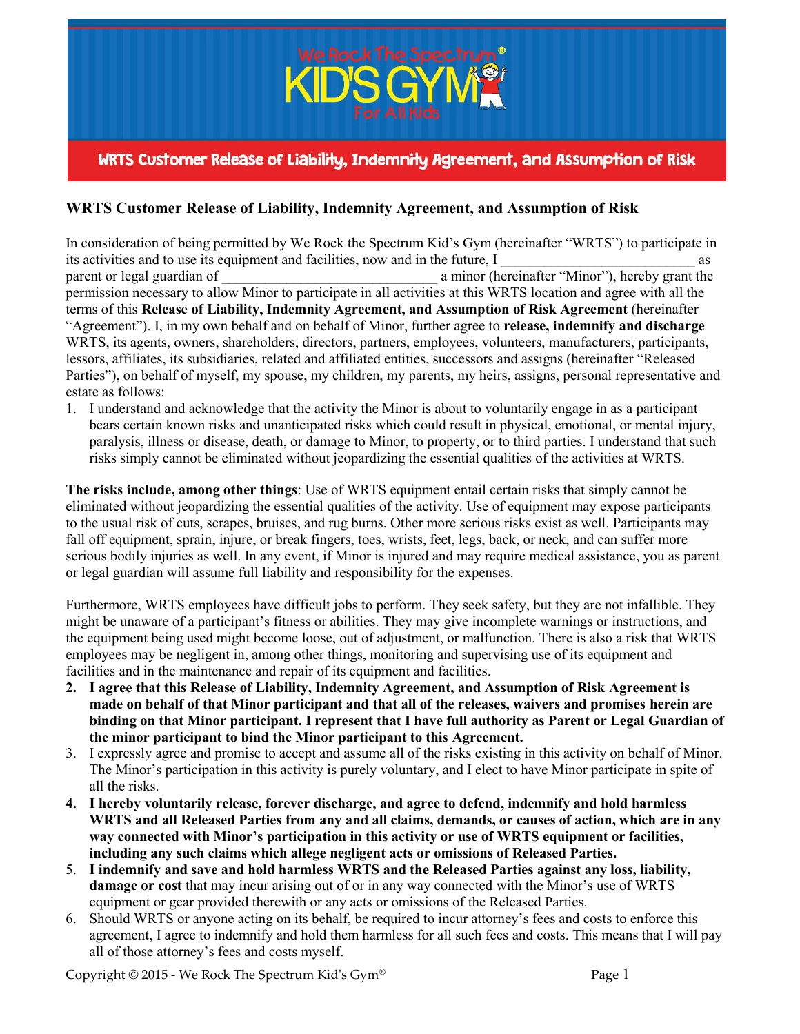We Rock The Spectrum®
KID'S GYM
For All Kids

## WRTS Customer Release of Liability, Indemnity Agreement, and Assumption of Risk

### WRTS Customer Release of Liability, Indemnity Agreement, and Assumption of Risk

In consideration of being permitted by We Rock the Spectrum Kid's Gym (hereinafter "WRTS") to participate in its activities and to use its equipment and facilities, now and in the future, I ___________________________ as parent or legal guardian of ______________________________ a minor (hereinafter "Minor"), hereby grant the permission necessary to allow Minor to participate in all activities at this WRTS location and agree with all the terms of this **Release of Liability, Indemnity Agreement, and Assumption of Risk Agreement** (hereinafter "Agreement"). I, in my own behalf and on behalf of Minor, further agree to **release, indemnify and discharge** WRTS, its agents, owners, shareholders, directors, partners, employees, volunteers, manufacturers, participants, lessors, affiliates, its subsidiaries, related and affiliated entities, successors and assigns (hereinafter "Released Parties"), on behalf of myself, my spouse, my children, my parents, my heirs, assigns, personal representative and estate as follows:

1. I understand and acknowledge that the activity the Minor is about to voluntarily engage in as a participant bears certain known risks and unanticipated risks which could result in physical, emotional, or mental injury, paralysis, illness or disease, death, or damage to Minor, to property, or to third parties. I understand that such risks simply cannot be eliminated without jeopardizing the essential qualities of the activities at WRTS.

**The risks include, among other things**: Use of WRTS equipment entail certain risks that simply cannot be eliminated without jeopardizing the essential qualities of the activity. Use of equipment may expose participants to the usual risk of cuts, scrapes, bruises, and rug burns. Other more serious risks exist as well. Participants may fall off equipment, sprain, injure, or break fingers, toes, wrists, feet, legs, back, or neck, and can suffer more serious bodily injuries as well. In any event, if Minor is injured and may require medical assistance, you as parent or legal guardian will assume full liability and responsibility for the expenses.

Furthermore, WRTS employees have difficult jobs to perform. They seek safety, but they are not infallible. They might be unaware of a participant's fitness or abilities. They may give incomplete warnings or instructions, and the equipment being used might become loose, out of adjustment, or malfunction. There is also a risk that WRTS employees may be negligent in, among other things, monitoring and supervising use of its equipment and facilities and in the maintenance and repair of its equipment and facilities.

2. **I agree that this Release of Liability, Indemnity Agreement, and Assumption of Risk Agreement is made on behalf of that Minor participant and that all of the releases, waivers and promises herein are binding on that Minor participant. I represent that I have full authority as Parent or Legal Guardian of the minor participant to bind the Minor participant to this Agreement.**
3. I expressly agree and promise to accept and assume all of the risks existing in this activity on behalf of Minor. The Minor's participation in this activity is purely voluntary, and I elect to have Minor participate in spite of all the risks.
4. **I hereby voluntarily release, forever discharge, and agree to defend, indemnify and hold harmless WRTS and all Released Parties from any and all claims, demands, or causes of action, which are in any way connected with Minor's participation in this activity or use of WRTS equipment or facilities, including any such claims which allege negligent acts or omissions of Released Parties.**
5. **I indemnify and save and hold harmless WRTS and the Released Parties against any loss, liability, damage or cost** that may incur arising out of or in any way connected with the Minor's use of WRTS equipment or gear provided therewith or any acts or omissions of the Released Parties.
6. Should WRTS or anyone acting on its behalf, be required to incur attorney's fees and costs to enforce this agreement, I agree to indemnify and hold them harmless for all such fees and costs. This means that I will pay all of those attorney's fees and costs myself.

Copyright © 2015 - We Rock The Spectrum Kid's Gym®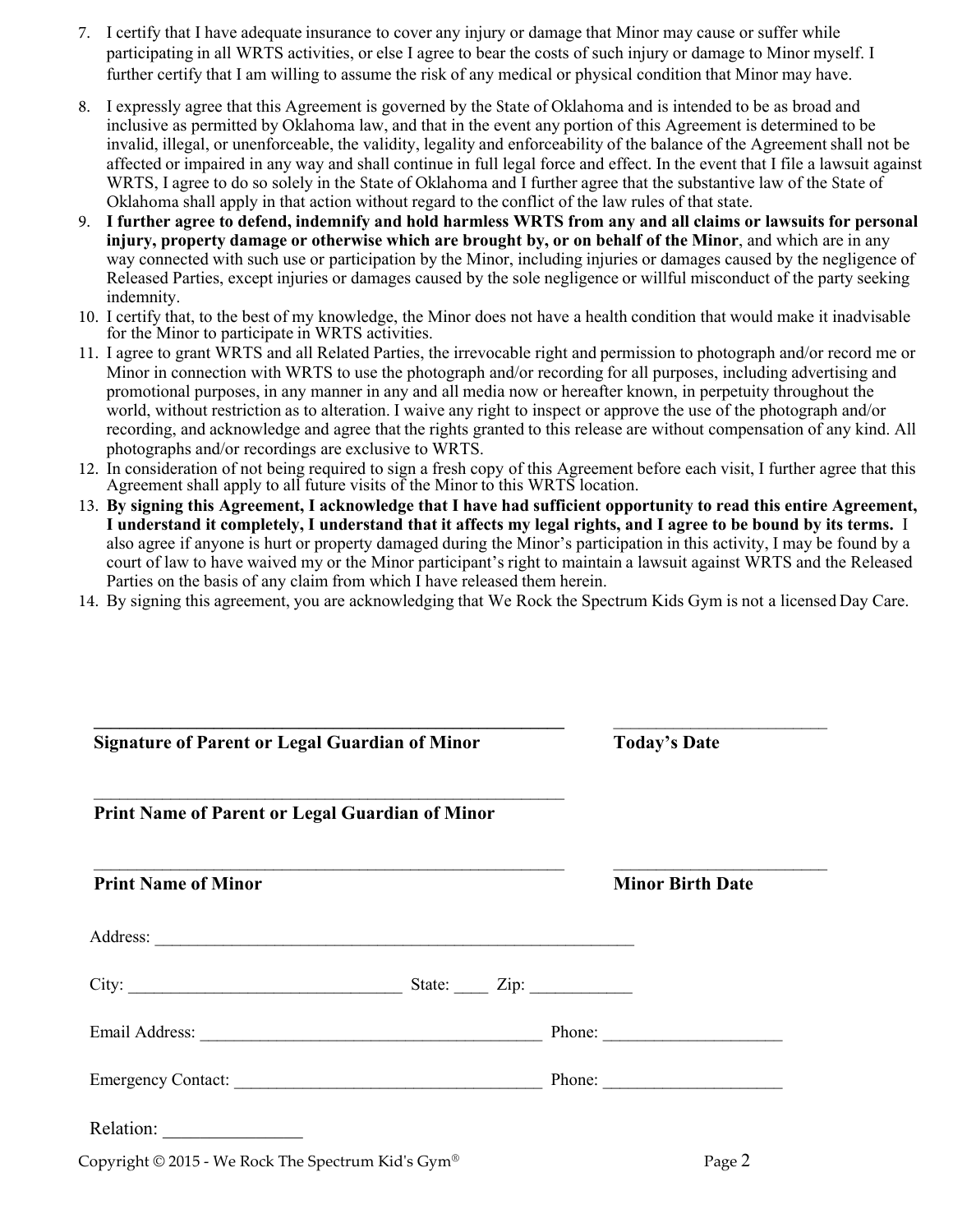7. I certify that I have adequate insurance to cover any injury or damage that Minor may cause or suffer while participating in all WRTS activities, or else I agree to bear the costs of such injury or damage to Minor myself. I further certify that I am willing to assume the risk of any medical or physical condition that Minor may have.
8. I expressly agree that this Agreement is governed by the State of Oklahoma and is intended to be as broad and inclusive as permitted by Oklahoma law, and that in the event any portion of this Agreement is determined to be invalid, illegal, or unenforceable, the validity, legality and enforceability of the balance of the Agreement shall not be affected or impaired in any way and shall continue in full legal force and effect. In the event that I file a lawsuit against WRTS, I agree to do so solely in the State of Oklahoma and I further agree that the substantive law of the State of Oklahoma shall apply in that action without regard to the conflict of the law rules of that state.
9. **I further agree to defend, indemnify and hold harmless WRTS from any and all claims or lawsuits for personal injury, property damage or otherwise which are brought by, or on behalf of the Minor**, and which are in any way connected with such use or participation by the Minor, including injuries or damages caused by the negligence of Released Parties, except injuries or damages caused by the sole negligence or willful misconduct of the party seeking indemnity.
10. I certify that, to the best of my knowledge, the Minor does not have a health condition that would make it inadvisable for the Minor to participate in WRTS activities.
11. I agree to grant WRTS and all Related Parties, the irrevocable right and permission to photograph and/or record me or Minor in connection with WRTS to use the photograph and/or recording for all purposes, including advertising and promotional purposes, in any manner in any and all media now or hereafter known, in perpetuity throughout the world, without restriction as to alteration. I waive any right to inspect or approve the use of the photograph and/or recording, and acknowledge and agree that the rights granted to this release are without compensation of any kind. All photographs and/or recordings are exclusive to WRTS.
12. In consideration of not being required to sign a fresh copy of this Agreement before each visit, I further agree that this Agreement shall apply to all future visits of the Minor to this WRTS location.
13. **By signing this Agreement, I acknowledge that I have had sufficient opportunity to read this entire Agreement, I understand it completely, I understand that it affects my legal rights, and I agree to be bound by its terms.** I also agree if anyone is hurt or property damaged during the Minor's participation in this activity, I may be found by a court of law to have waived my or the Minor participant's right to maintain a lawsuit against WRTS and the Released Parties on the basis of any claim from which I have released them herein.
14. By signing this agreement, you are acknowledging that We Rock the Spectrum Kids Gym is not a licensed Day Care.

\_\_\_\_\_\_\_\_\_\_\_\_\_\_\_\_\_\_\_\_\_\_\_\_\_\_\_\_\_\_\_\_\_\_\_\_\_\_\_\_ \_\_\_\_\_\_\_\_\_\_\_\_\_\_\_\_\_\_\_\_

**Signature of Parent or Legal Guardian of Minor** **Today's Date**

\_\_\_\_\_\_\_\_\_\_\_\_\_\_\_\_\_\_\_\_\_\_\_\_\_\_\_\_\_\_\_\_\_\_\_\_\_\_\_\_

**Print Name of Parent or Legal Guardian of Minor**

\_\_\_\_\_\_\_\_\_\_\_\_\_\_\_\_\_\_\_\_\_\_\_\_\_\_\_\_\_\_\_\_\_\_\_\_\_\_\_\_ \_\_\_\_\_\_\_\_\_\_\_\_\_\_\_\_\_\_\_\_

**Print Name of Minor** **Minor Birth Date**

Address: \_\_\_\_\_\_\_\_\_\_\_\_\_\_\_\_\_\_\_\_\_\_\_\_\_\_\_\_\_\_\_\_\_\_\_\_\_\_\_\_

City: \_\_\_\_\_\_\_\_\_\_\_\_\_\_\_\_\_\_\_\_\_\_ State: \_\_\_\_ Zip: \_\_\_\_\_\_\_\_\_\_

Email Address: \_\_\_\_\_\_\_\_\_\_\_\_\_\_\_\_\_\_\_\_\_\_\_\_\_\_\_\_ Phone: \_\_\_\_\_\_\_\_\_\_\_\_\_\_\_\_

Emergency Contact: \_\_\_\_\_\_\_\_\_\_\_\_\_\_\_\_\_\_\_\_\_\_\_\_\_\_ Phone: \_\_\_\_\_\_\_\_\_\_\_\_\_\_\_\_

Relation: \_\_\_\_\_\_\_\_\_\_\_\_

Copyright © 2015 - We Rock The Spectrum Kid's Gym®